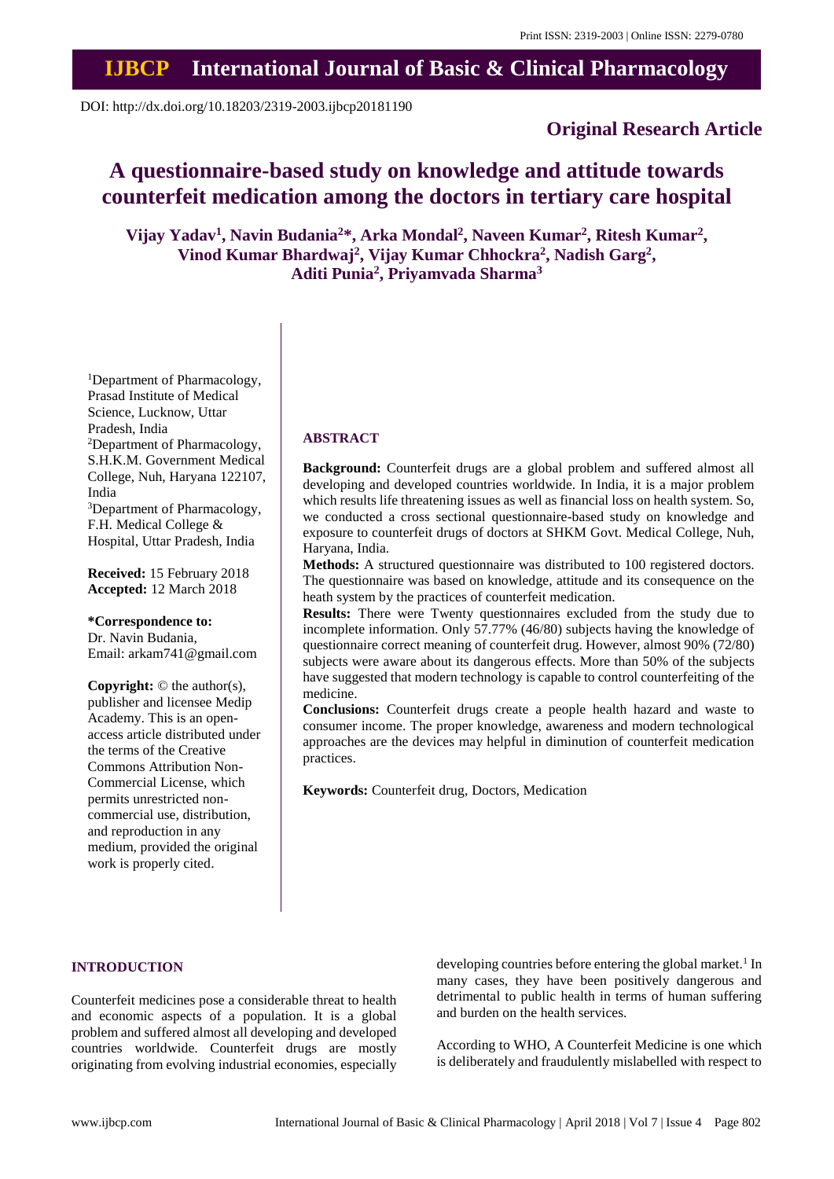Print ISSN: 2319-2003 | Online ISSN: 2279-0780

# IJBCP International Journal of Basic & Clinical Pharmacology

DOI: http://dx.doi.org/10.18203/2319-2003.ijbcp20181190

**Original Research Article**

# A questionnaire-based study on knowledge and attitude towards counterfeit medication among the doctors in tertiary care hospital

**Vijay Yadav[1], Navin Budania[2]\*, Arka Mondal[2], Naveen Kumar[2], Ritesh Kumar[2], Vinod Kumar Bhardwaj[2], Vijay Kumar Chhockra[2], Nadish Garg[2], Aditi Punia[2], Priyamvada Sharma[3]**

[1]Department of Pharmacology, Prasad Institute of Medical Science, Lucknow, Uttar Pradesh, India
[2]Department of Pharmacology, S.H.K.M. Government Medical College, Nuh, Haryana 122107, India
[3]Department of Pharmacology, F.H. Medical College & Hospital, Uttar Pradesh, India

**Received:** 15 February 2018
**Accepted:** 12 March 2018

**\*Correspondence to:**
Dr. Navin Budania,
Email: arkam741@gmail.com

**Copyright:** © the author(s), publisher and licensee Medip Academy. This is an open-access article distributed under the terms of the Creative Commons Attribution Non-Commercial License, which permits unrestricted non-commercial use, distribution, and reproduction in any medium, provided the original work is properly cited.

## ABSTRACT

**Background:** Counterfeit drugs are a global problem and suffered almost all developing and developed countries worldwide. In India, it is a major problem which results life threatening issues as well as financial loss on health system. So, we conducted a cross sectional questionnaire-based study on knowledge and exposure to counterfeit drugs of doctors at SHKM Govt. Medical College, Nuh, Haryana, India.

**Methods:** A structured questionnaire was distributed to 100 registered doctors. The questionnaire was based on knowledge, attitude and its consequence on the heath system by the practices of counterfeit medication.

**Results:** There were Twenty questionnaires excluded from the study due to incomplete information. Only 57.77% (46/80) subjects having the knowledge of questionnaire correct meaning of counterfeit drug. However, almost 90% (72/80) subjects were aware about its dangerous effects. More than 50% of the subjects have suggested that modern technology is capable to control counterfeiting of the medicine.

**Conclusions:** Counterfeit drugs create a people health hazard and waste to consumer income. The proper knowledge, awareness and modern technological approaches are the devices may helpful in diminution of counterfeit medication practices.

**Keywords:** Counterfeit drug, Doctors, Medication

## INTRODUCTION

Counterfeit medicines pose a considerable threat to health and economic aspects of a population. It is a global problem and suffered almost all developing and developed countries worldwide. Counterfeit drugs are mostly originating from evolving industrial economies, especially developing countries before entering the global market.[1] In many cases, they have been positively dangerous and detrimental to public health in terms of human suffering and burden on the health services.

According to WHO, A Counterfeit Medicine is one which is deliberately and fraudulently mislabelled with respect to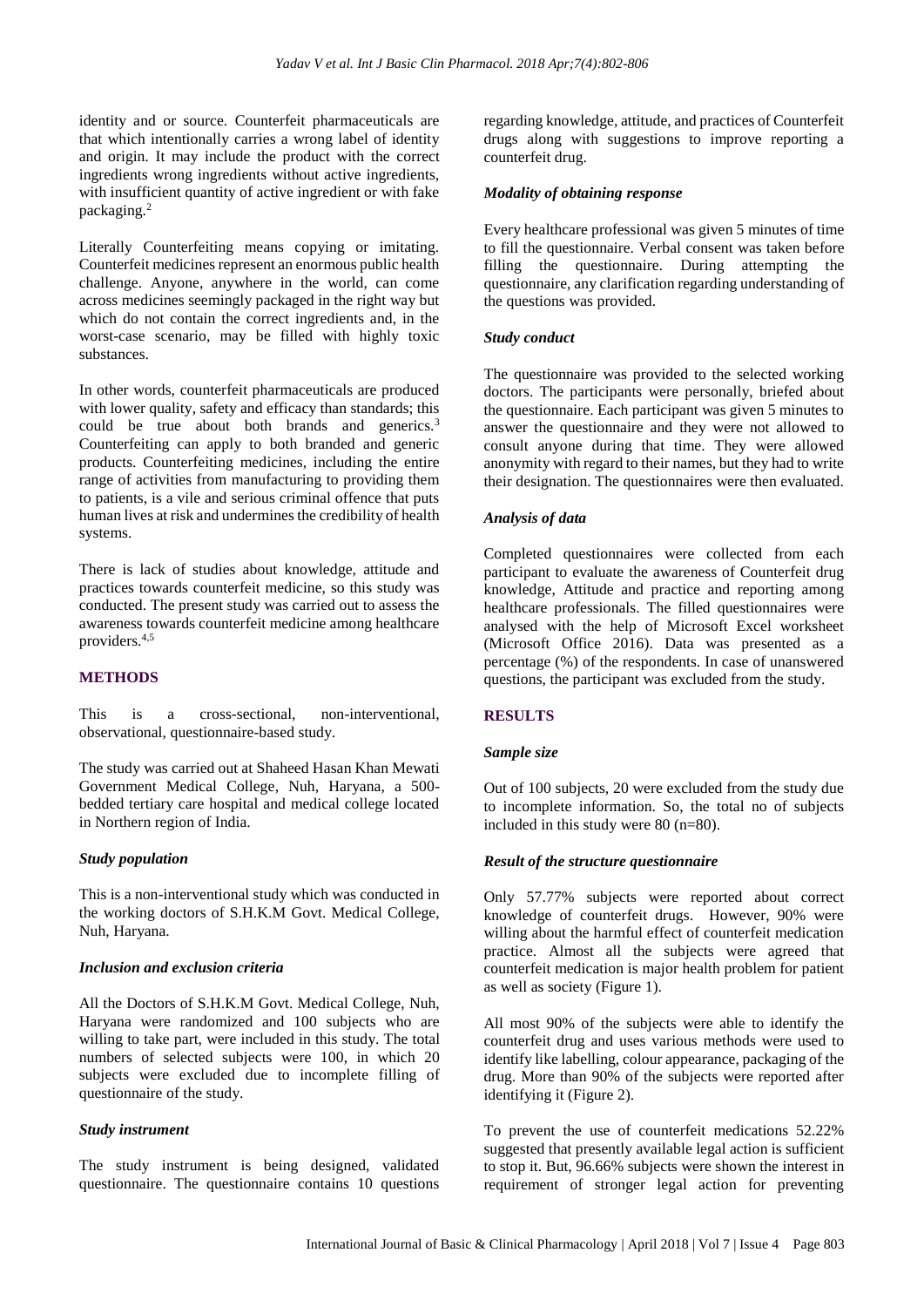identity and or source. Counterfeit pharmaceuticals are that which intentionally carries a wrong label of identity and origin. It may include the product with the correct ingredients wrong ingredients without active ingredients, with insufficient quantity of active ingredient or with fake packaging.[2]

Literally Counterfeiting means copying or imitating. Counterfeit medicines represent an enormous public health challenge. Anyone, anywhere in the world, can come across medicines seemingly packaged in the right way but which do not contain the correct ingredients and, in the worst-case scenario, may be filled with highly toxic substances.

In other words, counterfeit pharmaceuticals are produced with lower quality, safety and efficacy than standards; this could be true about both brands and generics.[3] Counterfeiting can apply to both branded and generic products. Counterfeiting medicines, including the entire range of activities from manufacturing to providing them to patients, is a vile and serious criminal offence that puts human lives at risk and undermines the credibility of health systems.

There is lack of studies about knowledge, attitude and practices towards counterfeit medicine, so this study was conducted. The present study was carried out to assess the awareness towards counterfeit medicine among healthcare providers.[4,5]

## METHODS

This is a cross-sectional, non-interventional, observational, questionnaire-based study.

The study was carried out at Shaheed Hasan Khan Mewati Government Medical College, Nuh, Haryana, a 500-bedded tertiary care hospital and medical college located in Northern region of India.

### *Study population*

This is a non-interventional study which was conducted in the working doctors of S.H.K.M Govt. Medical College, Nuh, Haryana.

### *Inclusion and exclusion criteria*

All the Doctors of S.H.K.M Govt. Medical College, Nuh, Haryana were randomized and 100 subjects who are willing to take part, were included in this study. The total numbers of selected subjects were 100, in which 20 subjects were excluded due to incomplete filling of questionnaire of the study.

### *Study instrument*

The study instrument is being designed, validated questionnaire. The questionnaire contains 10 questions regarding knowledge, attitude, and practices of Counterfeit drugs along with suggestions to improve reporting a counterfeit drug.

### *Modality of obtaining response*

Every healthcare professional was given 5 minutes of time to fill the questionnaire. Verbal consent was taken before filling the questionnaire. During attempting the questionnaire, any clarification regarding understanding of the questions was provided.

### *Study conduct*

The questionnaire was provided to the selected working doctors. The participants were personally, briefed about the questionnaire. Each participant was given 5 minutes to answer the questionnaire and they were not allowed to consult anyone during that time. They were allowed anonymity with regard to their names, but they had to write their designation. The questionnaires were then evaluated.

### *Analysis of data*

Completed questionnaires were collected from each participant to evaluate the awareness of Counterfeit drug knowledge, Attitude and practice and reporting among healthcare professionals. The filled questionnaires were analysed with the help of Microsoft Excel worksheet (Microsoft Office 2016). Data was presented as a percentage (%) of the respondents. In case of unanswered questions, the participant was excluded from the study.

## RESULTS

### *Sample size*

Out of 100 subjects, 20 were excluded from the study due to incomplete information. So, the total no of subjects included in this study were 80 (n=80).

### *Result of the structure questionnaire*

Only 57.77% subjects were reported about correct knowledge of counterfeit drugs. However, 90% were willing about the harmful effect of counterfeit medication practice. Almost all the subjects were agreed that counterfeit medication is major health problem for patient as well as society (Figure 1).

All most 90% of the subjects were able to identify the counterfeit drug and uses various methods were used to identify like labelling, colour appearance, packaging of the drug. More than 90% of the subjects were reported after identifying it (Figure 2).

To prevent the use of counterfeit medications 52.22% suggested that presently available legal action is sufficient to stop it. But, 96.66% subjects were shown the interest in requirement of stronger legal action for preventing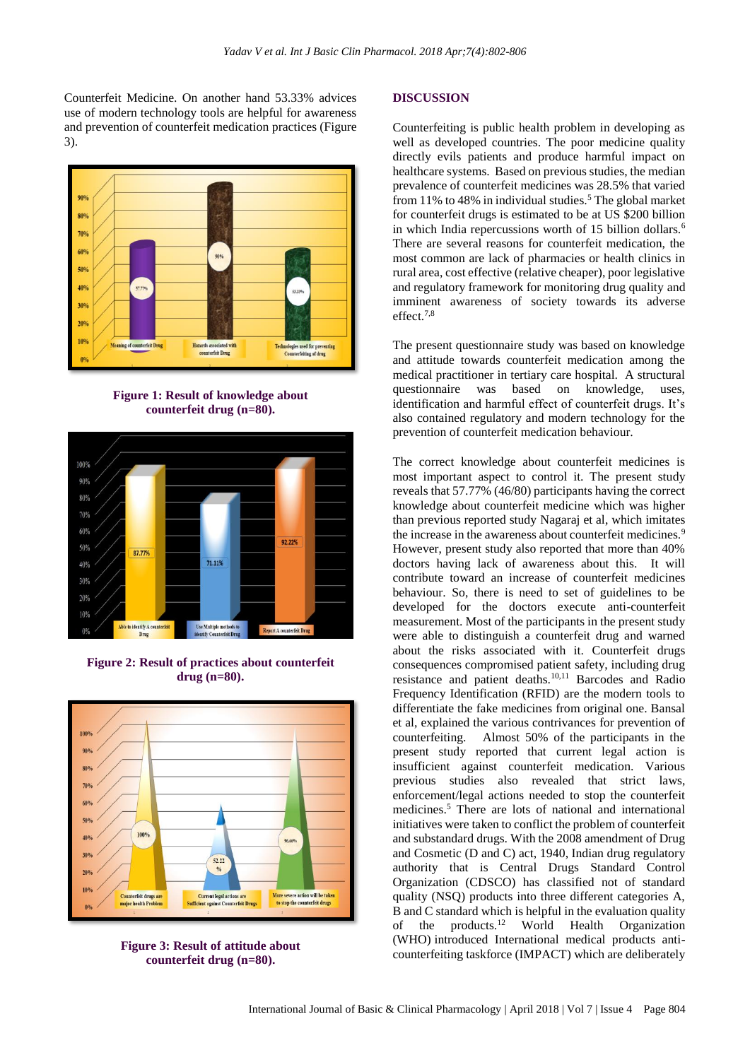Counterfeit Medicine. On another hand 53.33% advices use of modern technology tools are helpful for awareness and prevention of counterfeit medication practices (Figure 3).

**Figure 1: Result of knowledge about counterfeit drug (n=80).**

**Figure 2: Result of practices about counterfeit drug (n=80).**

**Figure 3: Result of attitude about counterfeit drug (n=80).**

## DISCUSSION

Counterfeiting is public health problem in developing as well as developed countries. The poor medicine quality directly evils patients and produce harmful impact on healthcare systems. Based on previous studies, the median prevalence of counterfeit medicines was 28.5% that varied from 11% to 48% in individual studies.[5] The global market for counterfeit drugs is estimated to be at US $200 billion in which India repercussions worth of 15 billion dollars.[6] There are several reasons for counterfeit medication, the most common are lack of pharmacies or health clinics in rural area, cost effective (relative cheaper), poor legislative and regulatory framework for monitoring drug quality and imminent awareness of society towards its adverse effect.[7,8]

The present questionnaire study was based on knowledge and attitude towards counterfeit medication among the medical practitioner in tertiary care hospital. A structural questionnaire was based on knowledge, uses, identification and harmful effect of counterfeit drugs. It's also contained regulatory and modern technology for the prevention of counterfeit medication behaviour.

The correct knowledge about counterfeit medicines is most important aspect to control it. The present study reveals that 57.77% (46/80) participants having the correct knowledge about counterfeit medicine which was higher than previous reported study Nagaraj et al, which imitates the increase in the awareness about counterfeit medicines.[9] However, present study also reported that more than 40% doctors having lack of awareness about this. It will contribute toward an increase of counterfeit medicines behaviour. So, there is need to set of guidelines to be developed for the doctors execute anti-counterfeit measurement. Most of the participants in the present study were able to distinguish a counterfeit drug and warned about the risks associated with it. Counterfeit drugs consequences compromised patient safety, including drug resistance and patient deaths.[10,11] Barcodes and Radio Frequency Identification (RFID) are the modern tools to differentiate the fake medicines from original one. Bansal et al, explained the various contrivances for prevention of counterfeiting. Almost 50% of the participants in the present study reported that current legal action is insufficient against counterfeit medication. Various previous studies also revealed that strict laws, enforcement/legal actions needed to stop the counterfeit medicines.[5] There are lots of national and international initiatives were taken to conflict the problem of counterfeit and substandard drugs. With the 2008 amendment of Drug and Cosmetic (D and C) act, 1940, Indian drug regulatory authority that is Central Drugs Standard Control Organization (CDSCO) has classified not of standard quality (NSQ) products into three different categories A, B and C standard which is helpful in the evaluation quality of the products.[12] World Health Organization (WHO) introduced International medical products anti-counterfeiting taskforce (IMPACT) which are deliberately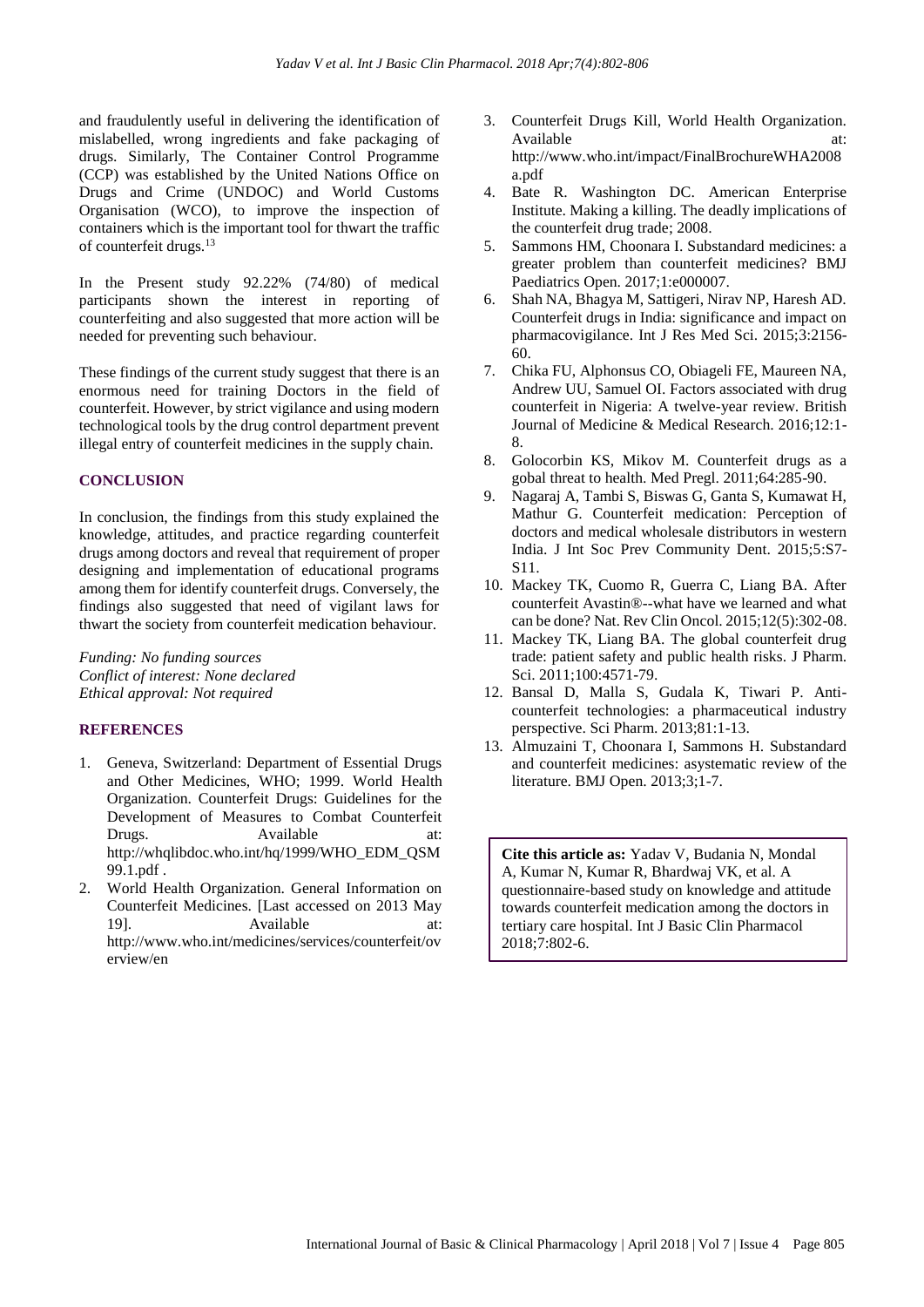and fraudulently useful in delivering the identification of mislabelled, wrong ingredients and fake packaging of drugs. Similarly, The Container Control Programme (CCP) was established by the United Nations Office on Drugs and Crime (UNDOC) and World Customs Organisation (WCO), to improve the inspection of containers which is the important tool for thwart the traffic of counterfeit drugs.[13]

In the Present study 92.22% (74/80) of medical participants shown the interest in reporting of counterfeiting and also suggested that more action will be needed for preventing such behaviour.

These findings of the current study suggest that there is an enormous need for training Doctors in the field of counterfeit. However, by strict vigilance and using modern technological tools by the drug control department prevent illegal entry of counterfeit medicines in the supply chain.

## CONCLUSION

In conclusion, the findings from this study explained the knowledge, attitudes, and practice regarding counterfeit drugs among doctors and reveal that requirement of proper designing and implementation of educational programs among them for identify counterfeit drugs. Conversely, the findings also suggested that need of vigilant laws for thwart the society from counterfeit medication behaviour.

*Funding: No funding sources*
*Conflict of interest: None declared*
*Ethical approval: Not required*

## REFERENCES

1. Geneva, Switzerland: Department of Essential Drugs and Other Medicines, WHO; 1999. World Health Organization. Counterfeit Drugs: Guidelines for the Development of Measures to Combat Counterfeit Drugs. Available at: http://whqlibdoc.who.int/hq/1999/WHO_EDM_QSM 99.1.pdf .
2. World Health Organization. General Information on Counterfeit Medicines. [Last accessed on 2013 May 19]. Available at: http://www.who.int/medicines/services/counterfeit/overview/en
3. Counterfeit Drugs Kill, World Health Organization. Available at: http://www.who.int/impact/FinalBrochureWHA2008a.pdf
4. Bate R. Washington DC. American Enterprise Institute. Making a killing. The deadly implications of the counterfeit drug trade; 2008.
5. Sammons HM, Choonara I. Substandard medicines: a greater problem than counterfeit medicines? BMJ Paediatrics Open. 2017;1:e000007.
6. Shah NA, Bhagya M, Sattigeri, Nirav NP, Haresh AD. Counterfeit drugs in India: significance and impact on pharmacovigilance. Int J Res Med Sci. 2015;3:2156-60.
7. Chika FU, Alphonsus CO, Obiageli FE, Maureen NA, Andrew UU, Samuel OI. Factors associated with drug counterfeit in Nigeria: A twelve-year review. British Journal of Medicine & Medical Research. 2016;12:1-8.
8. Golocorbin KS, Mikov M. Counterfeit drugs as a gobal threat to health. Med Pregl. 2011;64:285-90.
9. Nagaraj A, Tambi S, Biswas G, Ganta S, Kumawat H, Mathur G. Counterfeit medication: Perception of doctors and medical wholesale distributors in western India. J Int Soc Prev Community Dent. 2015;5:S7-S11.
10. Mackey TK, Cuomo R, Guerra C, Liang BA. After counterfeit Avastin®--what have we learned and what can be done? Nat. Rev Clin Oncol. 2015;12(5):302-08.
11. Mackey TK, Liang BA. The global counterfeit drug trade: patient safety and public health risks. J Pharm. Sci. 2011;100:4571-79.
12. Bansal D, Malla S, Gudala K, Tiwari P. Anti-counterfeit technologies: a pharmaceutical industry perspective. Sci Pharm. 2013;81:1-13.
13. Almuzaini T, Choonara I, Sammons H. Substandard and counterfeit medicines: asystematic review of the literature. BMJ Open. 2013;3;1-7.

**Cite this article as:** Yadav V, Budania N, Mondal A, Kumar N, Kumar R, Bhardwaj VK, et al. A questionnaire-based study on knowledge and attitude towards counterfeit medication among the doctors in tertiary care hospital. Int J Basic Clin Pharmacol 2018;7:802-6.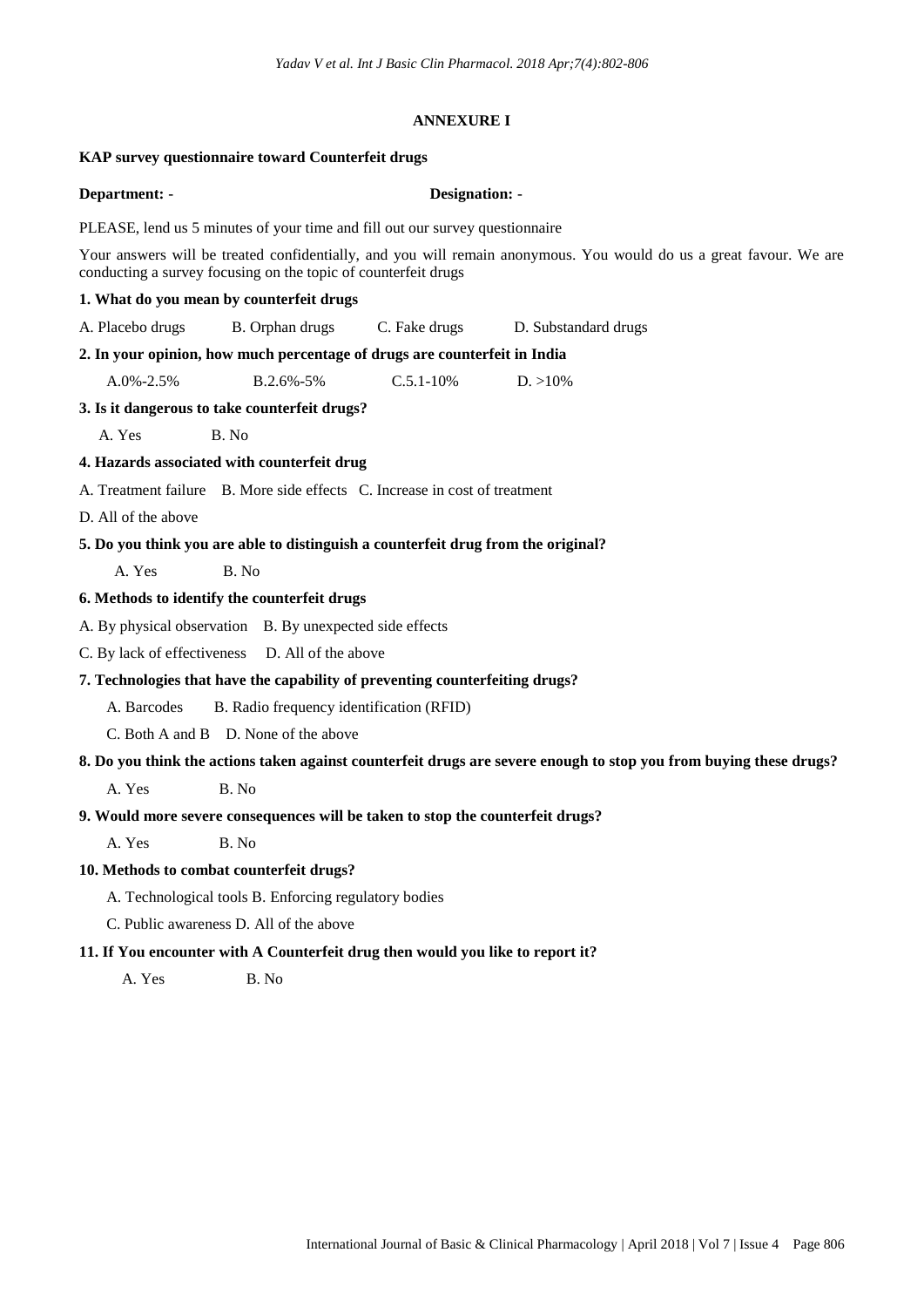## ANNEXURE I

**KAP survey questionnaire toward Counterfeit drugs**

**Department: -** **Designation: -**

PLEASE, lend us 5 minutes of your time and fill out our survey questionnaire

Your answers will be treated confidentially, and you will remain anonymous. You would do us a great favour. We are conducting a survey focusing on the topic of counterfeit drugs

**1. What do you mean by counterfeit drugs**

A. Placebo drugs B. Orphan drugs C. Fake drugs D. Substandard drugs

**2. In your opinion, how much percentage of drugs are counterfeit in India**

A.0%-2.5% B.2.6%-5% C.5.1-10% D. >10%

**3. Is it dangerous to take counterfeit drugs?**

A. Yes B. No

**4. Hazards associated with counterfeit drug**

A. Treatment failure B. More side effects C. Increase in cost of treatment

D. All of the above

**5. Do you think you are able to distinguish a counterfeit drug from the original?**

A. Yes B. No

**6. Methods to identify the counterfeit drugs**

A. By physical observation B. By unexpected side effects

C. By lack of effectiveness D. All of the above

**7. Technologies that have the capability of preventing counterfeiting drugs?**

A. Barcodes B. Radio frequency identification (RFID)

C. Both A and B D. None of the above

**8. Do you think the actions taken against counterfeit drugs are severe enough to stop you from buying these drugs?**

A. Yes B. No

**9. Would more severe consequences will be taken to stop the counterfeit drugs?**

A. Yes B. No

**10. Methods to combat counterfeit drugs?**

A. Technological tools B. Enforcing regulatory bodies

C. Public awareness D. All of the above

**11. If You encounter with A Counterfeit drug then would you like to report it?**

A. Yes B. No